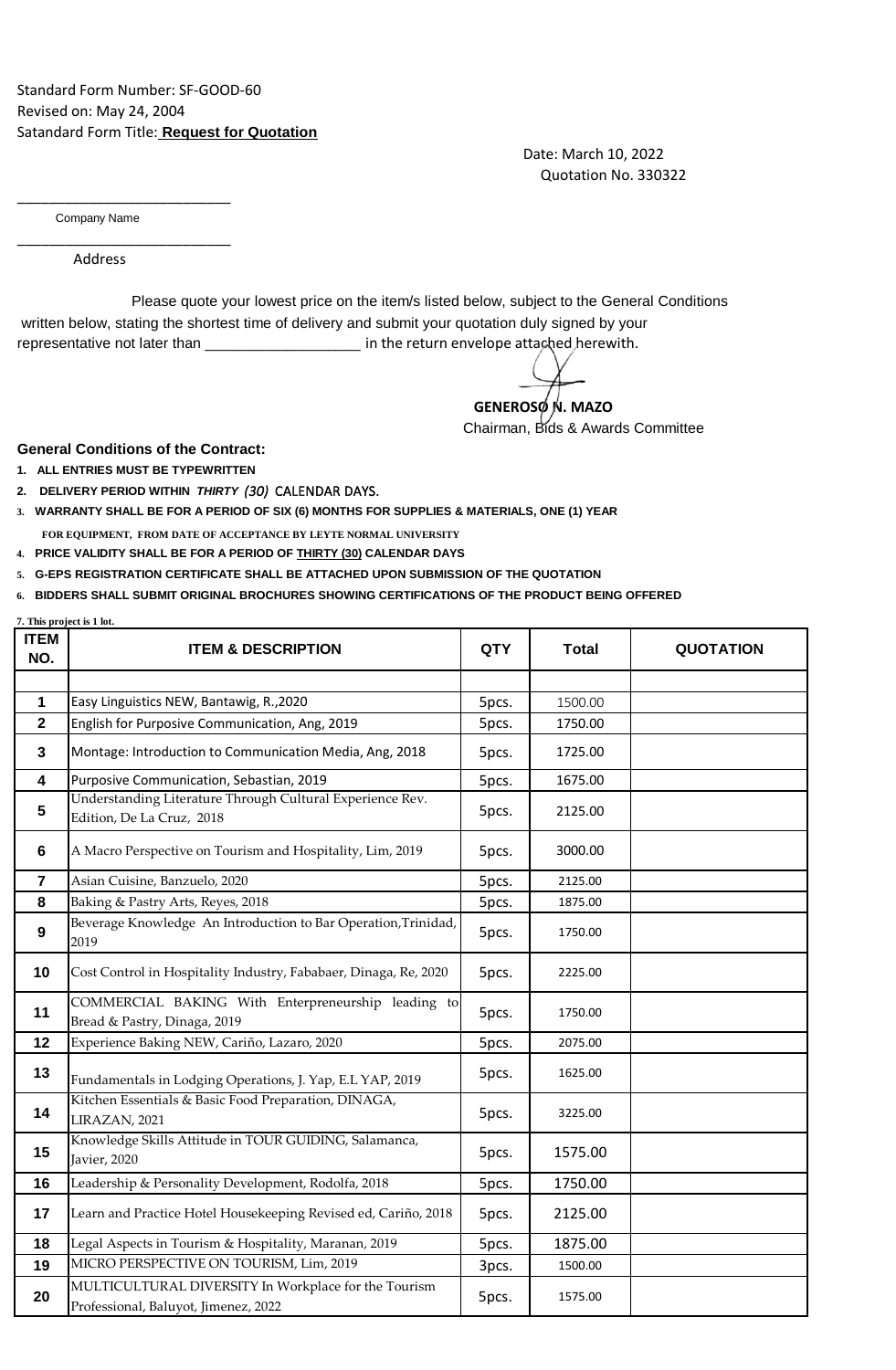Standard Form Number: SF-GOOD-60
Revised on: May 24, 2004
Satandard Form Title: **Request for Quotation**

Date: March 10, 2022
Quotation No. 330322

___________________________
Company Name

___________________________
Address

Please quote your lowest price on the item/s listed below, subject to the General Conditions written below, stating the shortest time of delivery and submit your quotation duly signed by your representative not later than ___________________ in the return envelope attached herewith.

**GENEROSO N. MAZO**
Chairman, Bids & Awards Committee

**General Conditions of the Contract:**

1. **ALL ENTRIES MUST BE TYPEWRITTEN**
2. **DELIVERY PERIOD WITHIN *THIRTY (30)* CALENDAR DAYS.**
3. **WARRANTY SHALL BE FOR A PERIOD OF SIX (6) MONTHS FOR SUPPLIES & MATERIALS, ONE (1) YEAR FOR EQUIPMENT, FROM DATE OF ACCEPTANCE BY LEYTE NORMAL UNIVERSITY**
4. **PRICE VALIDITY SHALL BE FOR A PERIOD OF THIRTY (30) CALENDAR DAYS**
5. **G-EPS REGISTRATION CERTIFICATE SHALL BE ATTACHED UPON SUBMISSION OF THE QUOTATION**
6. **BIDDERS SHALL SUBMIT ORIGINAL BROCHURES SHOWING CERTIFICATIONS OF THE PRODUCT BEING OFFERED**
7. **This project is 1 lot.**

| ITEM NO. | ITEM & DESCRIPTION | QTY | Total | QUOTATION |
|---|---|---|---|---|
| | | | | |
| 1 | Easy Linguistics NEW, Bantawig, R.,2020 | 5pcs. | 1500.00 | |
| 2 | English for Purposive Communication, Ang, 2019 | 5pcs. | 1750.00 | |
| 3 | Montage: Introduction to Communication Media, Ang, 2018 | 5pcs. | 1725.00 | |
| 4 | Purposive Communication, Sebastian, 2019 | 5pcs. | 1675.00 | |
| 5 | Understanding Literature Through Cultural Experience Rev. Edition, De La Cruz, 2018 | 5pcs. | 2125.00 | |
| 6 | A Macro Perspective on Tourism and Hospitality, Lim, 2019 | 5pcs. | 3000.00 | |
| 7 | Asian Cuisine, Banzuelo, 2020 | 5pcs. | 2125.00 | |
| 8 | Baking & Pastry Arts, Reyes, 2018 | 5pcs. | 1875.00 | |
| 9 | Beverage Knowledge An Introduction to Bar Operation,Trinidad, 2019 | 5pcs. | 1750.00 | |
| 10 | Cost Control in Hospitality Industry, Fababaer, Dinaga, Re, 2020 | 5pcs. | 2225.00 | |
| 11 | COMMERCIAL BAKING With Enterpreneurship leading to Bread & Pastry, Dinaga, 2019 | 5pcs. | 1750.00 | |
| 12 | Experience Baking NEW, Cariño, Lazaro, 2020 | 5pcs. | 2075.00 | |
| 13 | Fundamentals in Lodging Operations, J. Yap, E.L YAP, 2019 | 5pcs. | 1625.00 | |
| 14 | Kitchen Essentials & Basic Food Preparation, DINAGA, LIRAZAN, 2021 | 5pcs. | 3225.00 | |
| 15 | Knowledge Skills Attitude in TOUR GUIDING, Salamanca, Javier, 2020 | 5pcs. | 1575.00 | |
| 16 | Leadership & Personality Development, Rodolfa, 2018 | 5pcs. | 1750.00 | |
| 17 | Learn and Practice Hotel Housekeeping Revised ed, Cariño, 2018 | 5pcs. | 2125.00 | |
| 18 | Legal Aspects in Tourism & Hospitality, Maranan, 2019 | 5pcs. | 1875.00 | |
| 19 | MICRO PERSPECTIVE ON TOURISM, Lim, 2019 | 3pcs. | 1500.00 | |
| 20 | MULTICULTURAL DIVERSITY In Workplace for the Tourism Professional, Baluyot, Jimenez, 2022 | 5pcs. | 1575.00 | |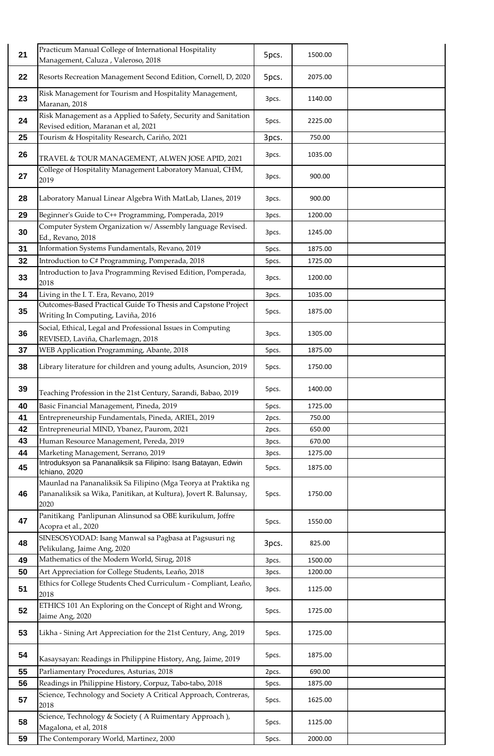| | | | | |
|---|---|---|---|---|
| 21 | Practicum Manual College of International Hospitality Management, Caluza , Valeroso, 2018 | 5pcs. | 1500.00 | |
| 22 | Resorts Recreation Management Second Edition, Cornell, D, 2020 | 5pcs. | 2075.00 | |
| 23 | Risk Management for Tourism and Hospitality Management, Maranan, 2018 | 3pcs. | 1140.00 | |
| 24 | Risk Management as a Applied to Safety, Security and Sanitation Revised edition, Maranan et al, 2021 | 5pcs. | 2225.00 | |
| 25 | Tourism & Hospitality Research, Cariño, 2021 | 3pcs. | 750.00 | |
| 26 | TRAVEL & TOUR MANAGEMENT, ALWEN JOSE APID, 2021 | 3pcs. | 1035.00 | |
| 27 | College of Hospitality Management Laboratory Manual, CHM, 2019 | 3pcs. | 900.00 | |
| 28 | Laboratory Manual Linear Algebra With MatLab, Llanes, 2019 | 3pcs. | 900.00 | |
| 29 | Beginner's Guide to C++ Programming, Pomperada, 2019 | 3pcs. | 1200.00 | |
| 30 | Computer System Organization w/ Assembly language Revised. Ed., Revano, 2018 | 3pcs. | 1245.00 | |
| 31 | Information Systems Fundamentals, Revano, 2019 | 5pcs. | 1875.00 | |
| 32 | Introduction to C# Programming, Pomperada, 2018 | 5pcs. | 1725.00 | |
| 33 | Introduction to Java Programming Revised Edition, Pomperada, 2018 | 3pcs. | 1200.00 | |
| 34 | Living in the I. T. Era, Revano, 2019 | 3pcs. | 1035.00 | |
| 35 | Outcomes-Based Practical Guide To Thesis and Capstone Project Writing In Computing, Laviña, 2016 | 5pcs. | 1875.00 | |
| 36 | Social, Ethical, Legal and Professional Issues in Computing REVISED, Laviña, Charlemagn, 2018 | 3pcs. | 1305.00 | |
| 37 | WEB Application Programming, Abante, 2018 | 5pcs. | 1875.00 | |
| 38 | Library literature for children and young adults, Asuncion, 2019 | 5pcs. | 1750.00 | |
| 39 | Teaching Profession in the 21st Century, Sarandi, Babao, 2019 | 5pcs. | 1400.00 | |
| 40 | Basic Financial Management, Pineda, 2019 | 5pcs. | 1725.00 | |
| 41 | Entrepreneurship Fundamentals, Pineda, ARIEL, 2019 | 2pcs. | 750.00 | |
| 42 | Entrepreneurial MIND, Ybanez, Paurom, 2021 | 2pcs. | 650.00 | |
| 43 | Human Resource Management, Pereda, 2019 | 3pcs. | 670.00 | |
| 44 | Marketing Management, Serrano, 2019 | 3pcs. | 1275.00 | |
| 45 | Introduksyon sa Pananaliksik sa Filipino: Isang Batayan, Edwin Ichiano, 2020 | 5pcs. | 1875.00 | |
| 46 | Maunlad na Pananaliksik Sa Filipino (Mga Teorya at Praktika ng Pananaliksik sa Wika, Panitikan, at Kultura), Jovert R. Balunsay, 2020 | 5pcs. | 1750.00 | |
| 47 | Panitikang Panlipunan Alinsunod sa OBE kurikulum, Joffre Acopra et al., 2020 | 5pcs. | 1550.00 | |
| 48 | SINESOSYODAD: Isang Manwal sa Pagbasa at Pagsusuri ng Pelikulang, Jaime Ang, 2020 | 3pcs. | 825.00 | |
| 49 | Mathematics of the Modern World, Sirug, 2018 | 3pcs. | 1500.00 | |
| 50 | Art Appreciation for College Students, Leaño, 2018 | 3pcs. | 1200.00 | |
| 51 | Ethics for College Students Ched Curriculum - Compliant, Leaño, 2018 | 3pcs. | 1125.00 | |
| 52 | ETHICS 101 An Exploring on the Concept of Right and Wrong, Jaime Ang, 2020 | 5pcs. | 1725.00 | |
| 53 | Likha - Sining Art Appreciation for the 21st Century, Ang, 2019 | 5pcs. | 1725.00 | |
| 54 | Kasaysayan: Readings in Philippine History, Ang, Jaime, 2019 | 5pcs. | 1875.00 | |
| 55 | Parliamentary Procedures, Asturias, 2018 | 2pcs. | 690.00 | |
| 56 | Readings in Philippine History, Corpuz, Tabo-tabo, 2018 | 5pcs. | 1875.00 | |
| 57 | Science, Technology and Society A Critical Approach, Contreras, 2018 | 5pcs. | 1625.00 | |
| 58 | Science, Technology & Society ( A Ruimentary Approach ), Magalona, et al, 2018 | 5pcs. | 1125.00 | |
| 59 | The Contemporary World, Martinez, 2000 | 5pcs. | 2000.00 | |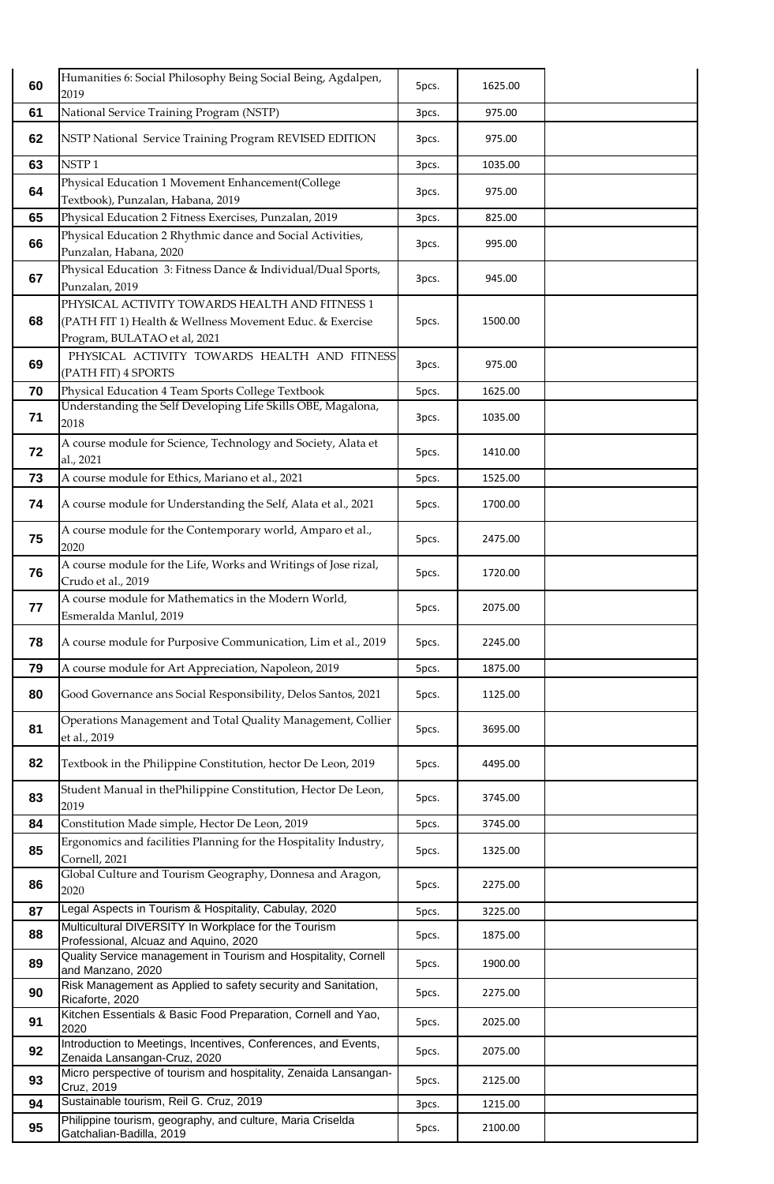| | | | | |
|---|---|---|---|---|
| 60 | Humanities 6: Social Philosophy Being Social Being, Agdalpen, 2019 | 5pcs. | 1625.00 | |
| 61 | National Service Training Program (NSTP) | 3pcs. | 975.00 | |
| 62 | NSTP National Service Training Program REVISED EDITION | 3pcs. | 975.00 | |
| 63 | NSTP 1 | 3pcs. | 1035.00 | |
| 64 | Physical Education 1 Movement Enhancement(College Textbook), Punzalan, Habana, 2019 | 3pcs. | 975.00 | |
| 65 | Physical Education 2 Fitness Exercises, Punzalan, 2019 | 3pcs. | 825.00 | |
| 66 | Physical Education 2 Rhythmic dance and Social Activities, Punzalan, Habana, 2020 | 3pcs. | 995.00 | |
| 67 | Physical Education 3: Fitness Dance & Individual/Dual Sports, Punzalan, 2019 | 3pcs. | 945.00 | |
| 68 | PHYSICAL ACTIVITY TOWARDS HEALTH AND FITNESS 1 (PATH FIT 1) Health & Wellness Movement Educ. & Exercise Program, BULATAO et al, 2021 | 5pcs. | 1500.00 | |
| 69 | PHYSICAL ACTIVITY TOWARDS HEALTH AND FITNESS (PATH FIT) 4 SPORTS | 3pcs. | 975.00 | |
| 70 | Physical Education 4 Team Sports College Textbook | 5pcs. | 1625.00 | |
| 71 | Understanding the Self Developing Life Skills OBE, Magalona, 2018 | 3pcs. | 1035.00 | |
| 72 | A course module for Science, Technology and Society, Alata et al., 2021 | 5pcs. | 1410.00 | |
| 73 | A course module for Ethics, Mariano et al., 2021 | 5pcs. | 1525.00 | |
| 74 | A course module for Understanding the Self, Alata et al., 2021 | 5pcs. | 1700.00 | |
| 75 | A course module for the Contemporary world, Amparo et al., 2020 | 5pcs. | 2475.00 | |
| 76 | A course module for the Life, Works and Writings of Jose rizal, Crudo et al., 2019 | 5pcs. | 1720.00 | |
| 77 | A course module for Mathematics in the Modern World, Esmeralda Manlul, 2019 | 5pcs. | 2075.00 | |
| 78 | A course module for Purposive Communication, Lim et al., 2019 | 5pcs. | 2245.00 | |
| 79 | A course module for Art Appreciation, Napoleon, 2019 | 5pcs. | 1875.00 | |
| 80 | Good Governance ans Social Responsibility, Delos Santos, 2021 | 5pcs. | 1125.00 | |
| 81 | Operations Management and Total Quality Management, Collier et al., 2019 | 5pcs. | 3695.00 | |
| 82 | Textbook in the Philippine Constitution, hector De Leon, 2019 | 5pcs. | 4495.00 | |
| 83 | Student Manual in thePhilippine Constitution, Hector De Leon, 2019 | 5pcs. | 3745.00 | |
| 84 | Constitution Made simple, Hector De Leon, 2019 | 5pcs. | 3745.00 | |
| 85 | Ergonomics and facilities Planning for the Hospitality Industry, Cornell, 2021 | 5pcs. | 1325.00 | |
| 86 | Global Culture and Tourism Geography, Donnesa and Aragon, 2020 | 5pcs. | 2275.00 | |
| 87 | Legal Aspects in Tourism & Hospitality, Cabulay, 2020 | 5pcs. | 3225.00 | |
| 88 | Multicultural DIVERSITY In Workplace for the Tourism Professional, Alcuaz and Aquino, 2020 | 5pcs. | 1875.00 | |
| 89 | Quality Service management in Tourism and Hospitality, Cornell and Manzano, 2020 | 5pcs. | 1900.00 | |
| 90 | Risk Management as Applied to safety security and Sanitation, Ricaforte, 2020 | 5pcs. | 2275.00 | |
| 91 | Kitchen Essentials & Basic Food Preparation, Cornell and Yao, 2020 | 5pcs. | 2025.00 | |
| 92 | Introduction to Meetings, Incentives, Conferences, and Events, Zenaida Lansangan-Cruz, 2020 | 5pcs. | 2075.00 | |
| 93 | Micro perspective of tourism and hospitality, Zenaida Lansangan-Cruz, 2019 | 5pcs. | 2125.00 | |
| 94 | Sustainable tourism, Reil G. Cruz, 2019 | 3pcs. | 1215.00 | |
| 95 | Philippine tourism, geography, and culture, Maria Criselda Gatchalian-Badilla, 2019 | 5pcs. | 2100.00 | |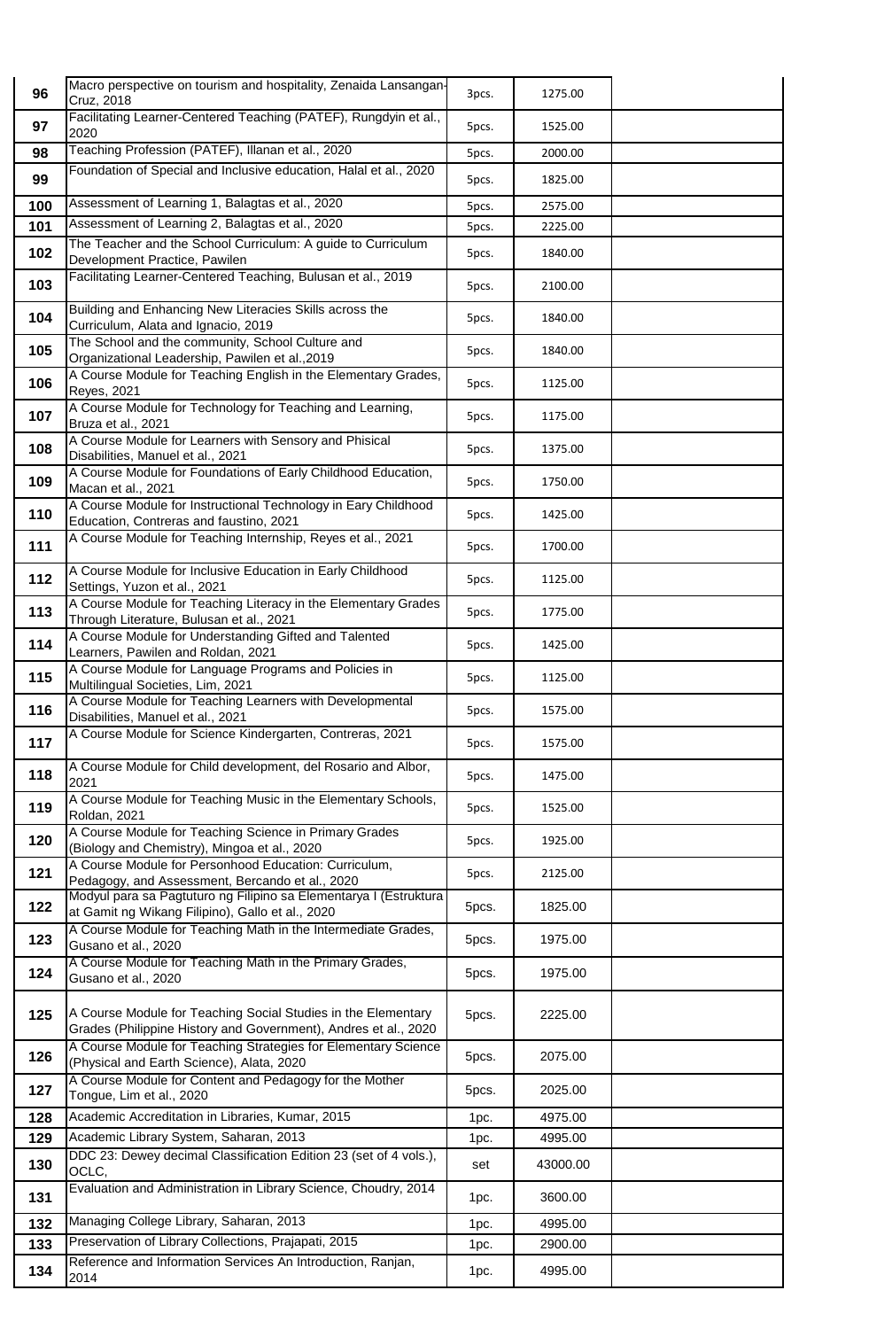| | | | | |
|---|---|---|---|---|
| 96 | Macro perspective on tourism and hospitality, Zenaida Lansangan-Cruz, 2018 | 3pcs. | 1275.00 | |
| 97 | Facilitating Learner-Centered Teaching (PATEF), Rungdyin et al., 2020 | 5pcs. | 1525.00 | |
| 98 | Teaching Profession (PATEF), Illanan et al., 2020 | 5pcs. | 2000.00 | |
| 99 | Foundation of Special and Inclusive education, Halal et al., 2020 | 5pcs. | 1825.00 | |
| 100 | Assessment of Learning 1, Balagtas et al., 2020 | 5pcs. | 2575.00 | |
| 101 | Assessment of Learning 2, Balagtas et al., 2020 | 5pcs. | 2225.00 | |
| 102 | The Teacher and the School Curriculum: A guide to Curriculum Development Practice, Pawilen | 5pcs. | 1840.00 | |
| 103 | Facilitating Learner-Centered Teaching, Bulusan et al., 2019 | 5pcs. | 2100.00 | |
| 104 | Building and Enhancing New Literacies Skills across the Curriculum, Alata and Ignacio, 2019 | 5pcs. | 1840.00 | |
| 105 | The School and the community, School Culture and Organizational Leadership, Pawilen et al.,2019 | 5pcs. | 1840.00 | |
| 106 | A Course Module for Teaching English in the Elementary Grades, Reyes, 2021 | 5pcs. | 1125.00 | |
| 107 | A Course Module for Technology for Teaching and Learning, Bruza et al., 2021 | 5pcs. | 1175.00 | |
| 108 | A Course Module for Learners with Sensory and Phisical Disabilities, Manuel et al., 2021 | 5pcs. | 1375.00 | |
| 109 | A Course Module for Foundations of Early Childhood Education, Macan et al., 2021 | 5pcs. | 1750.00 | |
| 110 | A Course Module for Instructional Technology in Eary Childhood Education, Contreras and faustino, 2021 | 5pcs. | 1425.00 | |
| 111 | A Course Module for Teaching Internship, Reyes et al., 2021 | 5pcs. | 1700.00 | |
| 112 | A Course Module for Inclusive Education in Early Childhood Settings, Yuzon et al., 2021 | 5pcs. | 1125.00 | |
| 113 | A Course Module for Teaching Literacy in the Elementary Grades Through Literature, Bulusan et al., 2021 | 5pcs. | 1775.00 | |
| 114 | A Course Module for Understanding Gifted and Talented Learners, Pawilen and Roldan, 2021 | 5pcs. | 1425.00 | |
| 115 | A Course Module for Language Programs and Policies in Multilingual Societies, Lim, 2021 | 5pcs. | 1125.00 | |
| 116 | A Course Module for Teaching Learners with Developmental Disabilities, Manuel et al., 2021 | 5pcs. | 1575.00 | |
| 117 | A Course Module for Science Kindergarten, Contreras, 2021 | 5pcs. | 1575.00 | |
| 118 | A Course Module for Child development, del Rosario and Albor, 2021 | 5pcs. | 1475.00 | |
| 119 | A Course Module for Teaching Music in the Elementary Schools, Roldan, 2021 | 5pcs. | 1525.00 | |
| 120 | A Course Module for Teaching Science in Primary Grades (Biology and Chemistry), Mingoa et al., 2020 | 5pcs. | 1925.00 | |
| 121 | A Course Module for Personhood Education: Curriculum, Pedagogy, and Assessment, Bercando et al., 2020 | 5pcs. | 2125.00 | |
| 122 | Modyul para sa Pagtuturo ng Filipino sa Elementarya I (Estruktura at Gamit ng Wikang Filipino), Gallo et al., 2020 | 5pcs. | 1825.00 | |
| 123 | A Course Module for Teaching Math in the Intermediate Grades, Gusano et al., 2020 | 5pcs. | 1975.00 | |
| 124 | A Course Module for Teaching Math in the Primary Grades, Gusano et al., 2020 | 5pcs. | 1975.00 | |
| 125 | A Course Module for Teaching Social Studies in the Elementary Grades (Philippine History and Government), Andres et al., 2020 | 5pcs. | 2225.00 | |
| 126 | A Course Module for Teaching Strategies for Elementary Science (Physical and Earth Science), Alata, 2020 | 5pcs. | 2075.00 | |
| 127 | A Course Module for Content and Pedagogy for the Mother Tongue, Lim et al., 2020 | 5pcs. | 2025.00 | |
| 128 | Academic Accreditation in Libraries, Kumar, 2015 | 1pc. | 4975.00 | |
| 129 | Academic Library System, Saharan, 2013 | 1pc. | 4995.00 | |
| 130 | DDC 23: Dewey decimal Classification Edition 23 (set of 4 vols.), OCLC, | set | 43000.00 | |
| 131 | Evaluation and Administration in Library Science, Choudry, 2014 | 1pc. | 3600.00 | |
| 132 | Managing College Library, Saharan, 2013 | 1pc. | 4995.00 | |
| 133 | Preservation of Library Collections, Prajapati, 2015 | 1pc. | 2900.00 | |
| 134 | Reference and Information Services An Introduction, Ranjan, 2014 | 1pc. | 4995.00 | |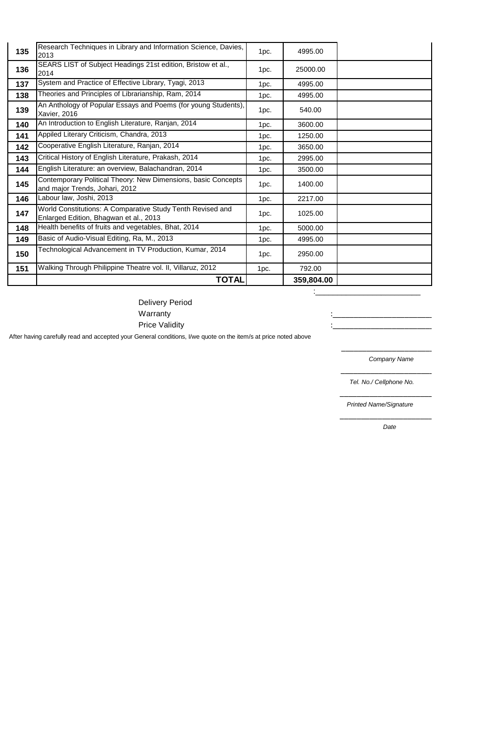| | | | | |
|---|---|---|---|---|
| **135** | Research Techniques in Library and Information Science, Davies, 2013 | 1pc. | 4995.00 | |
| **136** | SEARS LIST of Subject Headings 21st edition, Bristow et al., 2014 | 1pc. | 25000.00 | |
| **137** | System and Practice of Effective Library, Tyagi, 2013 | 1pc. | 4995.00 | |
| **138** | Theories and Principles of Librarianship, Ram, 2014 | 1pc. | 4995.00 | |
| **139** | An Anthology of Popular Essays and Poems (for young Students), Xavier, 2016 | 1pc. | 540.00 | |
| **140** | An Introduction to English Literature, Ranjan, 2014 | 1pc. | 3600.00 | |
| **141** | Appiled Literary Criticism, Chandra, 2013 | 1pc. | 1250.00 | |
| **142** | Cooperative English Literature, Ranjan, 2014 | 1pc. | 3650.00 | |
| **143** | Critical History of English Literature, Prakash, 2014 | 1pc. | 2995.00 | |
| **144** | English Literature: an overview, Balachandran, 2014 | 1pc. | 3500.00 | |
| **145** | Contemporary Political Theory: New Dimensions, basic Concepts and major Trends, Johari, 2012 | 1pc. | 1400.00 | |
| **146** | Labour law, Joshi, 2013 | 1pc. | 2217.00 | |
| **147** | World Constitutions: A Comparative Study Tenth Revised and Enlarged Edition, Bhagwan et al., 2013 | 1pc. | 1025.00 | |
| **148** | Health benefits of fruits and vegetables, Bhat, 2014 | 1pc. | 5000.00 | |
| **149** | Basic of Audio-Visual Editing, Ra, M., 2013 | 1pc. | 4995.00 | |
| **150** | Technological Advancement in TV Production, Kumar, 2014 | 1pc. | 2950.00 | |
| **151** | Walking Through Philippine Theatre vol. II, Villaruz, 2012 | 1pc. | 792.00 | |
| | **TOTAL** | | **359,804.00** | |

Delivery Period :________________________

Warranty :________________________

Price Validity :________________________

After having carefully read and accepted your General conditions, I/we quote on the item/s at price noted above

________________________
*Company Name*

________________________
*Tel. No./ Cellphone No.*

________________________
*Printed Name/Signature*

________________________
*Date*